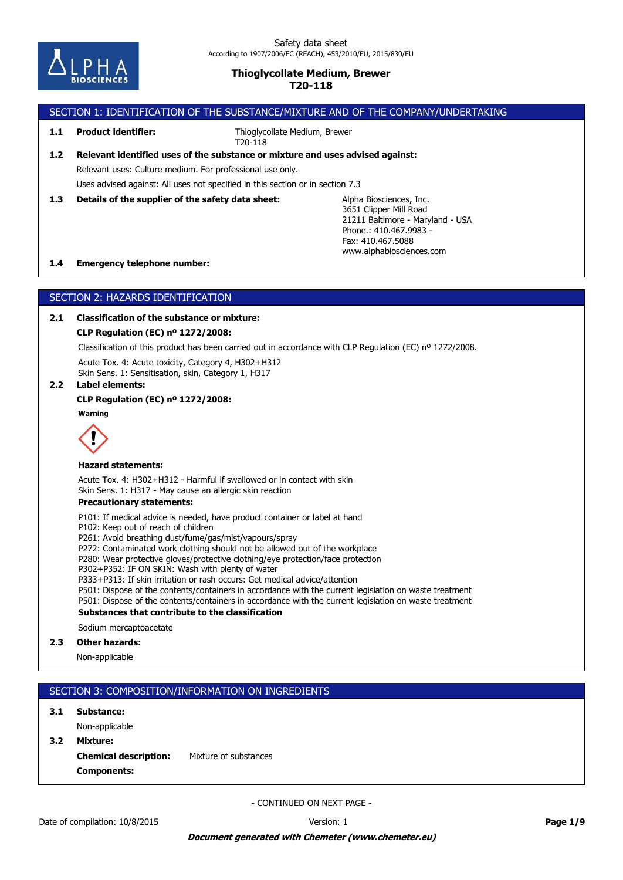Safety data sheet
According to 1907/2006/EC (REACH), 453/2010/EU, 2015/830/EU

# Thioglycollate Medium, Brewer
# T20-118

## SECTION 1: IDENTIFICATION OF THE SUBSTANCE/MIXTURE AND OF THE COMPANY/UNDERTAKING

**1.1 Product identifier:** Thioglycollate Medium, Brewer
T20-118

**1.2 Relevant identified uses of the substance or mixture and uses advised against:**

Relevant uses: Culture medium. For professional use only.

Uses advised against: All uses not specified in this section or in section 7.3

**1.3 Details of the supplier of the safety data sheet:**

Alpha Biosciences, Inc.
3651 Clipper Mill Road
21211 Baltimore - Maryland - USA
Phone.: 410.467.9983 -
Fax: 410.467.5088
www.alphabiosciences.com

**1.4 Emergency telephone number:**

## SECTION 2: HAZARDS IDENTIFICATION

**2.1 Classification of the substance or mixture:**

**CLP Regulation (EC) nº 1272/2008:**

Classification of this product has been carried out in accordance with CLP Regulation (EC) nº 1272/2008.

Acute Tox. 4: Acute toxicity, Category 4, H302+H312
Skin Sens. 1: Sensitisation, skin, Category 1, H317

**2.2 Label elements:**

**CLP Regulation (EC) nº 1272/2008:**

**Warning**

**Hazard statements:**

Acute Tox. 4: H302+H312 - Harmful if swallowed or in contact with skin
Skin Sens. 1: H317 - May cause an allergic skin reaction

**Precautionary statements:**

P101: If medical advice is needed, have product container or label at hand
P102: Keep out of reach of children
P261: Avoid breathing dust/fume/gas/mist/vapours/spray
P272: Contaminated work clothing should not be allowed out of the workplace
P280: Wear protective gloves/protective clothing/eye protection/face protection
P302+P352: IF ON SKIN: Wash with plenty of water
P333+P313: If skin irritation or rash occurs: Get medical advice/attention
P501: Dispose of the contents/containers in accordance with the current legislation on waste treatment
P501: Dispose of the contents/containers in accordance with the current legislation on waste treatment

**Substances that contribute to the classification**

Sodium mercaptoacetate

**2.3 Other hazards:**

Non-applicable

## SECTION 3: COMPOSITION/INFORMATION ON INGREDIENTS

**3.1 Substance:**

Non-applicable

**3.2 Mixture:**

**Chemical description:** Mixture of substances

**Components:**

- CONTINUED ON NEXT PAGE -

Date of compilation: 10/8/2015 Version: 1

***Document generated with Chemeter (www.chemeter.eu)***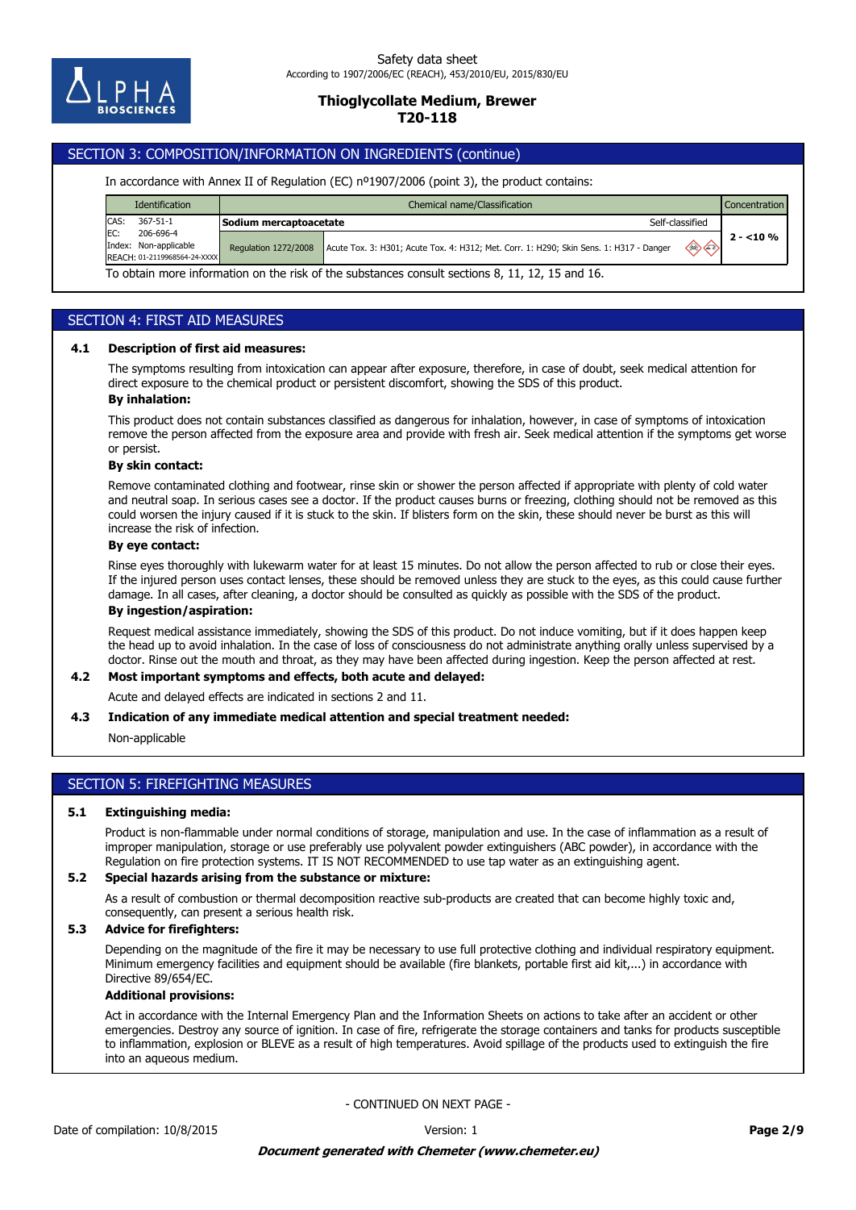## SECTION 3: COMPOSITION/INFORMATION ON INGREDIENTS (continue)

In accordance with Annex II of Regulation (EC) nº1907/2006 (point 3), the product contains:

| Identification | Chemical name/Classification | | Concentration |
|---|---|---|---|
| CAS: 367-51-1<br>EC: 206-696-4<br>Index: Non-applicable<br>REACH: 01-2119968564-24-XXXX | **Sodium mercaptoacetate** | Self-classified | 2 - <10 % |
| | Regulation 1272/2008 | Acute Tox. 3: H301; Acute Tox. 4: H312; Met. Corr. 1: H290; Skin Sens. 1: H317 - Danger | |

To obtain more information on the risk of the substances consult sections 8, 11, 12, 15 and 16.

## SECTION 4: FIRST AID MEASURES

### 4.1 Description of first aid measures:

The symptoms resulting from intoxication can appear after exposure, therefore, in case of doubt, seek medical attention for direct exposure to the chemical product or persistent discomfort, showing the SDS of this product.

**By inhalation:**

This product does not contain substances classified as dangerous for inhalation, however, in case of symptoms of intoxication remove the person affected from the exposure area and provide with fresh air. Seek medical attention if the symptoms get worse or persist.

**By skin contact:**

Remove contaminated clothing and footwear, rinse skin or shower the person affected if appropriate with plenty of cold water and neutral soap. In serious cases see a doctor. If the product causes burns or freezing, clothing should not be removed as this could worsen the injury caused if it is stuck to the skin. If blisters form on the skin, these should never be burst as this will increase the risk of infection.

**By eye contact:**

Rinse eyes thoroughly with lukewarm water for at least 15 minutes. Do not allow the person affected to rub or close their eyes. If the injured person uses contact lenses, these should be removed unless they are stuck to the eyes, as this could cause further damage. In all cases, after cleaning, a doctor should be consulted as quickly as possible with the SDS of the product.

**By ingestion/aspiration:**

Request medical assistance immediately, showing the SDS of this product. Do not induce vomiting, but if it does happen keep the head up to avoid inhalation. In the case of loss of consciousness do not administrate anything orally unless supervised by a doctor. Rinse out the mouth and throat, as they may have been affected during ingestion. Keep the person affected at rest.

### 4.2 Most important symptoms and effects, both acute and delayed:

Acute and delayed effects are indicated in sections 2 and 11.

### 4.3 Indication of any immediate medical attention and special treatment needed:

Non-applicable

## SECTION 5: FIREFIGHTING MEASURES

### 5.1 Extinguishing media:

Product is non-flammable under normal conditions of storage, manipulation and use. In the case of inflammation as a result of improper manipulation, storage or use preferably use polyvalent powder extinguishers (ABC powder), in accordance with the Regulation on fire protection systems. IT IS NOT RECOMMENDED to use tap water as an extinguishing agent.

### 5.2 Special hazards arising from the substance or mixture:

As a result of combustion or thermal decomposition reactive sub-products are created that can become highly toxic and, consequently, can present a serious health risk.

### 5.3 Advice for firefighters:

Depending on the magnitude of the fire it may be necessary to use full protective clothing and individual respiratory equipment. Minimum emergency facilities and equipment should be available (fire blankets, portable first aid kit,...) in accordance with Directive 89/654/EC.

**Additional provisions:**

Act in accordance with the Internal Emergency Plan and the Information Sheets on actions to take after an accident or other emergencies. Destroy any source of ignition. In case of fire, refrigerate the storage containers and tanks for products susceptible to inflammation, explosion or BLEVE as a result of high temperatures. Avoid spillage of the products used to extinguish the fire into an aqueous medium.

- CONTINUED ON NEXT PAGE -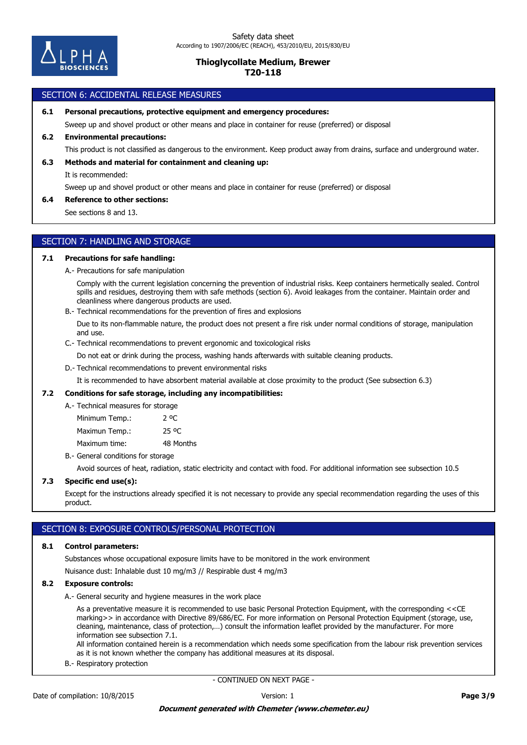## SECTION 6: ACCIDENTAL RELEASE MEASURES

**6.1 Personal precautions, protective equipment and emergency procedures:**

Sweep up and shovel product or other means and place in container for reuse (preferred) or disposal

**6.2 Environmental precautions:**

This product is not classified as dangerous to the environment. Keep product away from drains, surface and underground water.

**6.3 Methods and material for containment and cleaning up:**

It is recommended:

Sweep up and shovel product or other means and place in container for reuse (preferred) or disposal

**6.4 Reference to other sections:**

See sections 8 and 13.

## SECTION 7: HANDLING AND STORAGE

**7.1 Precautions for safe handling:**

A.- Precautions for safe manipulation

Comply with the current legislation concerning the prevention of industrial risks. Keep containers hermetically sealed. Control spills and residues, destroying them with safe methods (section 6). Avoid leakages from the container. Maintain order and cleanliness where dangerous products are used.

B.- Technical recommendations for the prevention of fires and explosions

Due to its non-flammable nature, the product does not present a fire risk under normal conditions of storage, manipulation and use.

C.- Technical recommendations to prevent ergonomic and toxicological risks

Do not eat or drink during the process, washing hands afterwards with suitable cleaning products.

D.- Technical recommendations to prevent environmental risks

It is recommended to have absorbent material available at close proximity to the product (See subsection 6.3)

**7.2 Conditions for safe storage, including any incompatibilities:**

A.- Technical measures for storage

| | |
|---|---|
| Minimum Temp.: | 2 ºC |
| Maximun Temp.: | 25 ºC |
| Maximum time: | 48 Months |

B.- General conditions for storage

Avoid sources of heat, radiation, static electricity and contact with food. For additional information see subsection 10.5

**7.3 Specific end use(s):**

Except for the instructions already specified it is not necessary to provide any special recommendation regarding the uses of this product.

## SECTION 8: EXPOSURE CONTROLS/PERSONAL PROTECTION

**8.1 Control parameters:**

Substances whose occupational exposure limits have to be monitored in the work environment

Nuisance dust: Inhalable dust 10 mg/m3 // Respirable dust 4 mg/m3

**8.2 Exposure controls:**

A.- General security and hygiene measures in the work place

As a preventative measure it is recommended to use basic Personal Protection Equipment, with the corresponding <<CE marking>> in accordance with Directive 89/686/EC. For more information on Personal Protection Equipment (storage, use, cleaning, maintenance, class of protection,…) consult the information leaflet provided by the manufacturer. For more information see subsection 7.1.
All information contained herein is a recommendation which needs some specification from the labour risk prevention services as it is not known whether the company has additional measures at its disposal.

B.- Respiratory protection

- CONTINUED ON NEXT PAGE -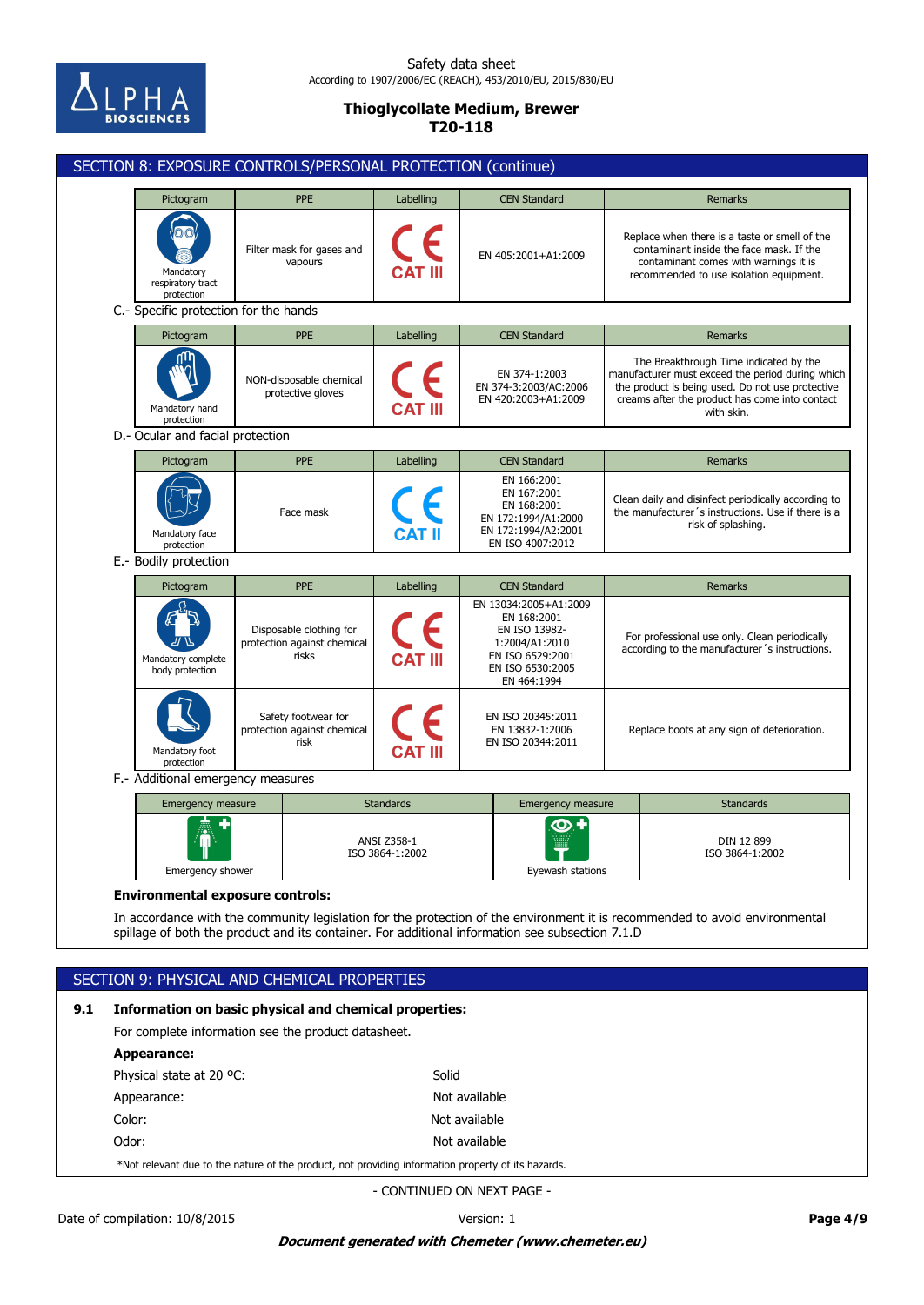## SECTION 8: EXPOSURE CONTROLS/PERSONAL PROTECTION (continue)

| Pictogram | PPE | Labelling | CEN Standard | Remarks |
|---|---|---|---|---|
| Mandatory respiratory tract protection | Filter mask for gases and vapours | CE CAT III | EN 405:2001+A1:2009 | Replace when there is a taste or smell of the contaminant inside the face mask. If the contaminant comes with warnings it is recommended to use isolation equipment. |

C.- Specific protection for the hands

| Pictogram | PPE | Labelling | CEN Standard | Remarks |
|---|---|---|---|---|
| Mandatory hand protection | NON-disposable chemical protective gloves | CE CAT III | EN 374-1:2003<br>EN 374-3:2003/AC:2006<br>EN 420:2003+A1:2009 | The Breakthrough Time indicated by the manufacturer must exceed the period during which the product is being used. Do not use protective creams after the product has come into contact with skin. |

D.- Ocular and facial protection

| Pictogram | PPE | Labelling | CEN Standard | Remarks |
|---|---|---|---|---|
| Mandatory face protection | Face mask | CE CAT II | EN 166:2001<br>EN 167:2001<br>EN 168:2001<br>EN 172:1994/A1:2000<br>EN 172:1994/A2:2001<br>EN ISO 4007:2012 | Clean daily and disinfect periodically according to the manufacturer´s instructions. Use if there is a risk of splashing. |

E.- Bodily protection

| Pictogram | PPE | Labelling | CEN Standard | Remarks |
|---|---|---|---|---|
| Mandatory complete body protection | Disposable clothing for protection against chemical risks | CE CAT III | EN 13034:2005+A1:2009<br>EN 168:2001<br>EN ISO 13982-1:2004/A1:2010<br>EN ISO 6529:2001<br>EN ISO 6530:2005<br>EN 464:1994 | For professional use only. Clean periodically according to the manufacturer´s instructions. |
| Mandatory foot protection | Safety footwear for protection against chemical risk | CE CAT III | EN ISO 20345:2011<br>EN 13832-1:2006<br>EN ISO 20344:2011 | Replace boots at any sign of deterioration. |

F.- Additional emergency measures

| Emergency measure | Standards | Emergency measure | Standards |
|---|---|---|---|
| Emergency shower | ANSI Z358-1<br>ISO 3864-1:2002 | Eyewash stations | DIN 12 899<br>ISO 3864-1:2002 |

**Environmental exposure controls:**

In accordance with the community legislation for the protection of the environment it is recommended to avoid environmental spillage of both the product and its container. For additional information see subsection 7.1.D

## SECTION 9: PHYSICAL AND CHEMICAL PROPERTIES

**9.1 Information on basic physical and chemical properties:**

For complete information see the product datasheet.

**Appearance:**

| | |
|---|---|
| Physical state at 20 ºC: | Solid |
| Appearance: | Not available |
| Color: | Not available |
| Odor: | Not available |

*Not relevant due to the nature of the product, not providing information property of its hazards.

- CONTINUED ON NEXT PAGE -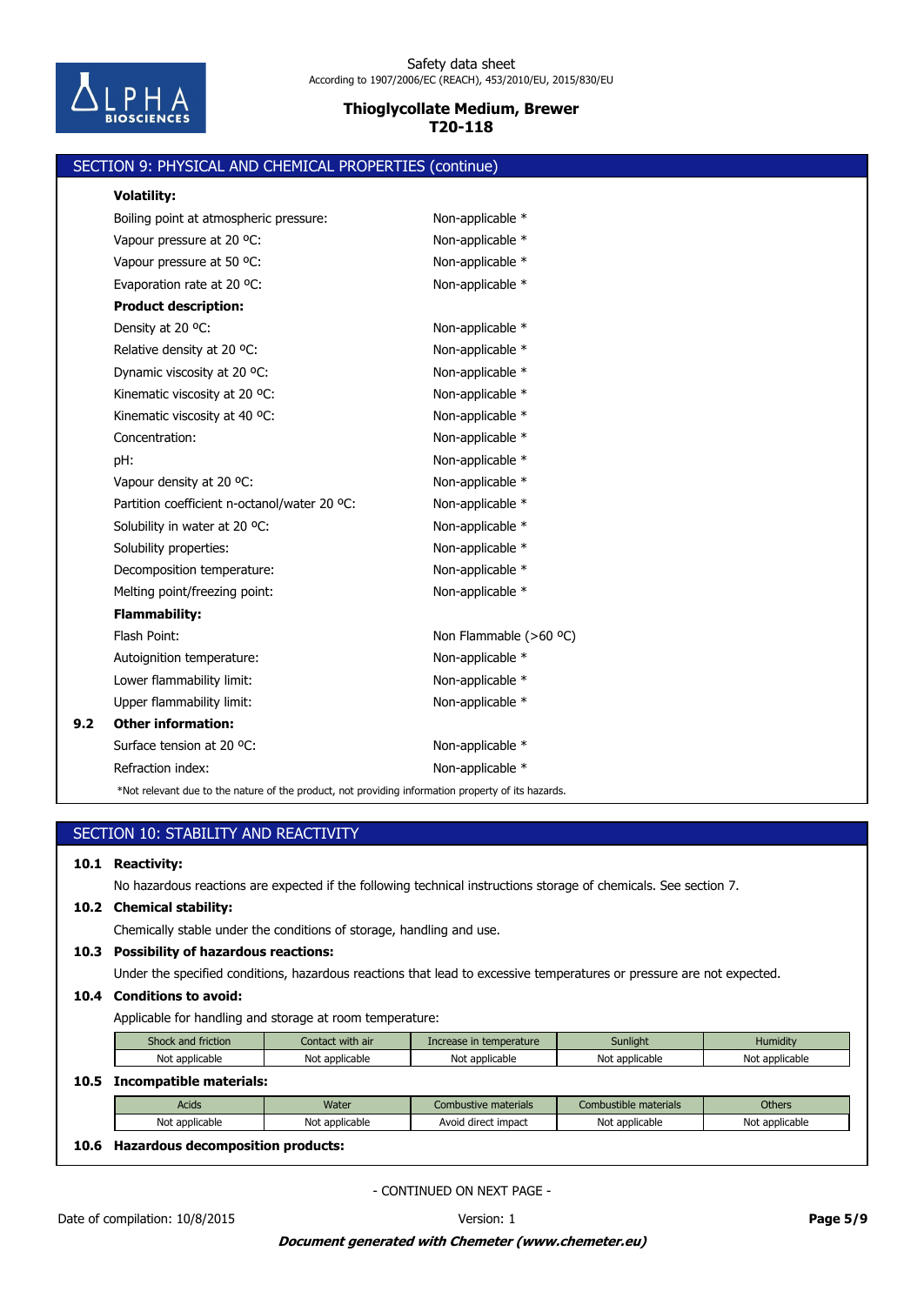## SECTION 9: PHYSICAL AND CHEMICAL PROPERTIES (continue)

**Volatility:**

| | |
|---|---|
| Boiling point at atmospheric pressure: | Non-applicable * |
| Vapour pressure at 20 ºC: | Non-applicable * |
| Vapour pressure at 50 ºC: | Non-applicable * |
| Evaporation rate at 20 ºC: | Non-applicable * |

**Product description:**

| | |
|---|---|
| Density at 20 ºC: | Non-applicable * |
| Relative density at 20 ºC: | Non-applicable * |
| Dynamic viscosity at 20 ºC: | Non-applicable * |
| Kinematic viscosity at 20 ºC: | Non-applicable * |
| Kinematic viscosity at 40 ºC: | Non-applicable * |
| Concentration: | Non-applicable * |
| pH: | Non-applicable * |
| Vapour density at 20 ºC: | Non-applicable * |
| Partition coefficient n-octanol/water 20 ºC: | Non-applicable * |
| Solubility in water at 20 ºC: | Non-applicable * |
| Solubility properties: | Non-applicable * |
| Decomposition temperature: | Non-applicable * |
| Melting point/freezing point: | Non-applicable * |

**Flammability:**

| | |
|---|---|
| Flash Point: | Non Flammable (>60 ºC) |
| Autoignition temperature: | Non-applicable * |
| Lower flammability limit: | Non-applicable * |
| Upper flammability limit: | Non-applicable * |

**9.2 Other information:**

| | |
|---|---|
| Surface tension at 20 ºC: | Non-applicable * |
| Refraction index: | Non-applicable * |

*Not relevant due to the nature of the product, not providing information property of its hazards.

## SECTION 10: STABILITY AND REACTIVITY

**10.1 Reactivity:**

No hazardous reactions are expected if the following technical instructions storage of chemicals. See section 7.

**10.2 Chemical stability:**

Chemically stable under the conditions of storage, handling and use.

**10.3 Possibility of hazardous reactions:**

Under the specified conditions, hazardous reactions that lead to excessive temperatures or pressure are not expected.

**10.4 Conditions to avoid:**

Applicable for handling and storage at room temperature:

| Shock and friction | Contact with air | Increase in temperature | Sunlight | Humidity |
|---|---|---|---|---|
| Not applicable | Not applicable | Not applicable | Not applicable | Not applicable |

**10.5 Incompatible materials:**

| Acids | Water | Combustive materials | Combustible materials | Others |
|---|---|---|---|---|
| Not applicable | Not applicable | Avoid direct impact | Not applicable | Not applicable |

**10.6 Hazardous decomposition products:**

- CONTINUED ON NEXT PAGE -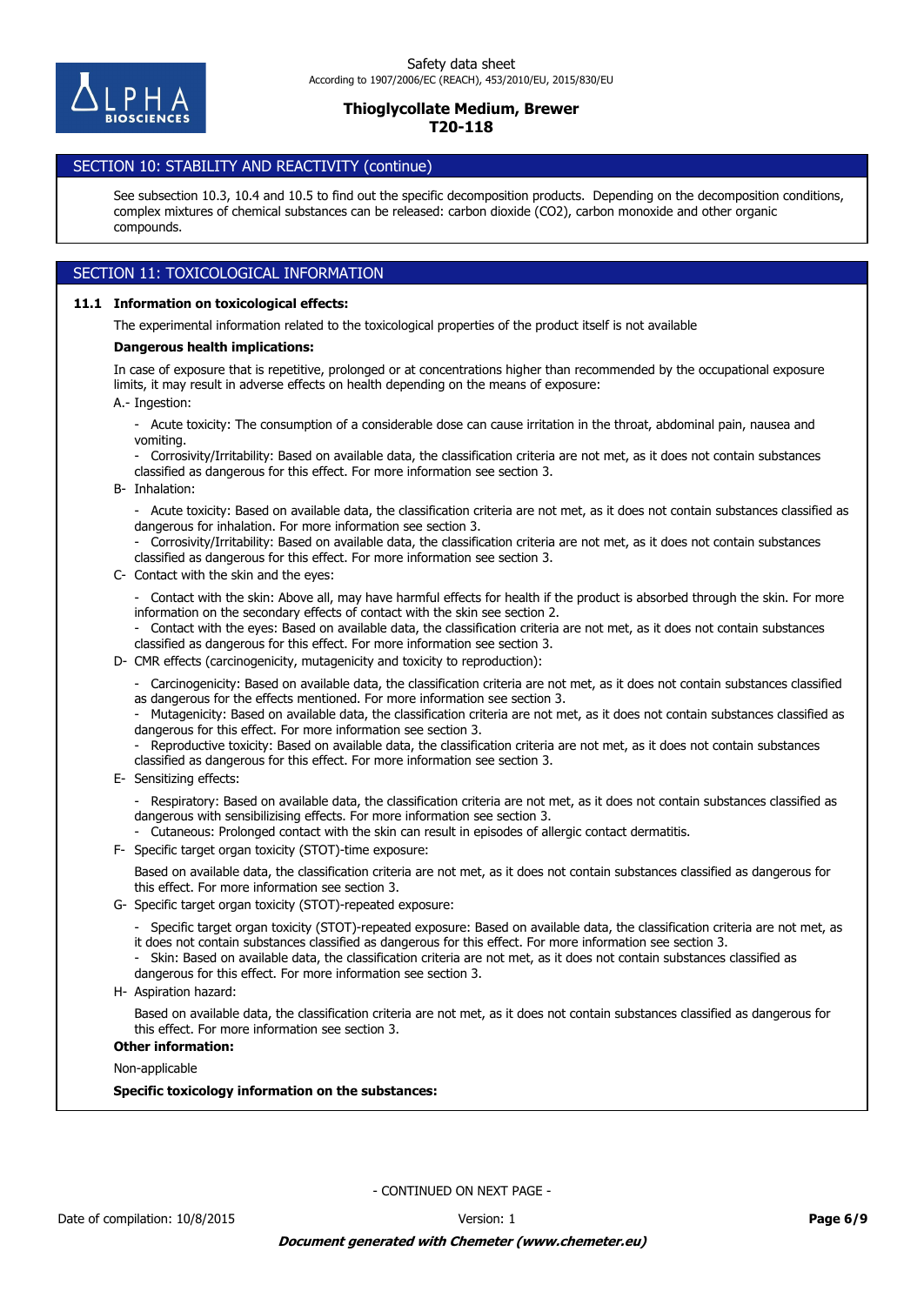## SECTION 10: STABILITY AND REACTIVITY (continue)

See subsection 10.3, 10.4 and 10.5 to find out the specific decomposition products. Depending on the decomposition conditions, complex mixtures of chemical substances can be released: carbon dioxide ($CO_2$), carbon monoxide and other organic compounds.

## SECTION 11: TOXICOLOGICAL INFORMATION

### 11.1 Information on toxicological effects:

The experimental information related to the toxicological properties of the product itself is not available

**Dangerous health implications:**

In case of exposure that is repetitive, prolonged or at concentrations higher than recommended by the occupational exposure limits, it may result in adverse effects on health depending on the means of exposure:

A.- Ingestion:

- Acute toxicity: The consumption of a considerable dose can cause irritation in the throat, abdominal pain, nausea and vomiting.
- Corrosivity/Irritability: Based on available data, the classification criteria are not met, as it does not contain substances classified as dangerous for this effect. For more information see section 3.

B- Inhalation:

- Acute toxicity: Based on available data, the classification criteria are not met, as it does not contain substances classified as dangerous for inhalation. For more information see section 3.
- Corrosivity/Irritability: Based on available data, the classification criteria are not met, as it does not contain substances classified as dangerous for this effect. For more information see section 3.

C- Contact with the skin and the eyes:

- Contact with the skin: Above all, may have harmful effects for health if the product is absorbed through the skin. For more information on the secondary effects of contact with the skin see section 2.
- Contact with the eyes: Based on available data, the classification criteria are not met, as it does not contain substances classified as dangerous for this effect. For more information see section 3.

D- CMR effects (carcinogenicity, mutagenicity and toxicity to reproduction):

- Carcinogenicity: Based on available data, the classification criteria are not met, as it does not contain substances classified as dangerous for the effects mentioned. For more information see section 3.
- Mutagenicity: Based on available data, the classification criteria are not met, as it does not contain substances classified as dangerous for this effect. For more information see section 3.
- Reproductive toxicity: Based on available data, the classification criteria are not met, as it does not contain substances classified as dangerous for this effect. For more information see section 3.

E- Sensitizing effects:

- Respiratory: Based on available data, the classification criteria are not met, as it does not contain substances classified as dangerous with sensibilizising effects. For more information see section 3.
- Cutaneous: Prolonged contact with the skin can result in episodes of allergic contact dermatitis.

F- Specific target organ toxicity (STOT)-time exposure:

Based on available data, the classification criteria are not met, as it does not contain substances classified as dangerous for this effect. For more information see section 3.

G- Specific target organ toxicity (STOT)-repeated exposure:

- Specific target organ toxicity (STOT)-repeated exposure: Based on available data, the classification criteria are not met, as it does not contain substances classified as dangerous for this effect. For more information see section 3.
- Skin: Based on available data, the classification criteria are not met, as it does not contain substances classified as dangerous for this effect. For more information see section 3.

H- Aspiration hazard:

Based on available data, the classification criteria are not met, as it does not contain substances classified as dangerous for this effect. For more information see section 3.

**Other information:**

Non-applicable

**Specific toxicology information on the substances:**

- CONTINUED ON NEXT PAGE -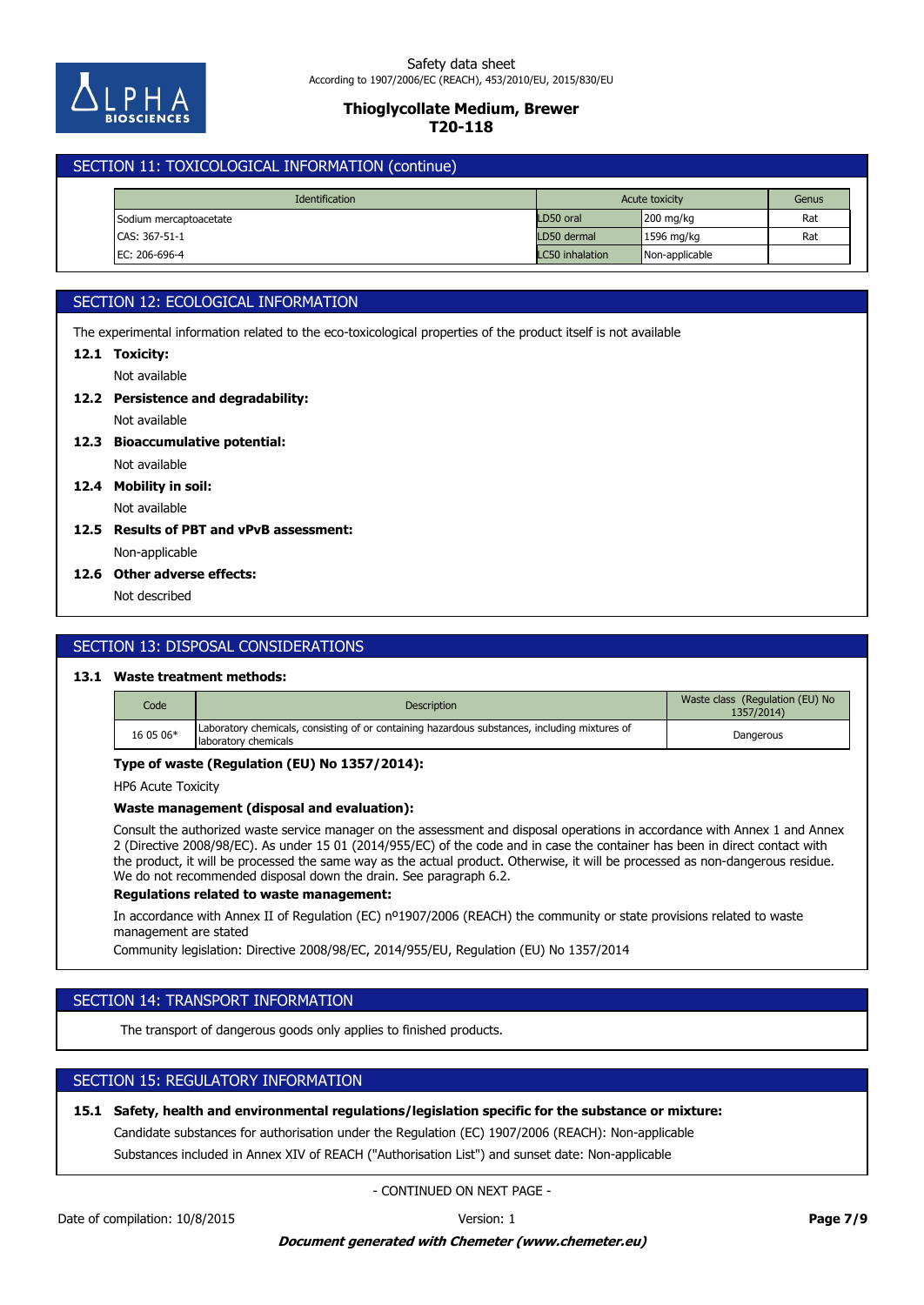## SECTION 11: TOXICOLOGICAL INFORMATION (continue)

| Identification | Acute toxicity | | Genus |
|---|---|---|---|
| Sodium mercaptoacetate | LD50 oral | 200 mg/kg | Rat |
| CAS: 367-51-1 | LD50 dermal | 1596 mg/kg | Rat |
| EC: 206-696-4 | LC50 inhalation | Non-applicable | |

## SECTION 12: ECOLOGICAL INFORMATION

The experimental information related to the eco-toxicological properties of the product itself is not available

**12.1 Toxicity:**

Not available

**12.2 Persistence and degradability:**

Not available

**12.3 Bioaccumulative potential:**

Not available

**12.4 Mobility in soil:**

Not available

**12.5 Results of PBT and vPvB assessment:**

Non-applicable

**12.6 Other adverse effects:**

Not described

## SECTION 13: DISPOSAL CONSIDERATIONS

**13.1 Waste treatment methods:**

| Code | Description | Waste class (Regulation (EU) No 1357/2014) |
|---|---|---|
| 16 05 06* | Laboratory chemicals, consisting of or containing hazardous substances, including mixtures of laboratory chemicals | Dangerous |

**Type of waste (Regulation (EU) No 1357/2014):**

HP6 Acute Toxicity

**Waste management (disposal and evaluation):**

Consult the authorized waste service manager on the assessment and disposal operations in accordance with Annex 1 and Annex 2 (Directive 2008/98/EC). As under 15 01 (2014/955/EC) of the code and in case the container has been in direct contact with the product, it will be processed the same way as the actual product. Otherwise, it will be processed as non-dangerous residue. We do not recommended disposal down the drain. See paragraph 6.2.

**Regulations related to waste management:**

In accordance with Annex II of Regulation (EC) nº1907/2006 (REACH) the community or state provisions related to waste management are stated

Community legislation: Directive 2008/98/EC, 2014/955/EU, Regulation (EU) No 1357/2014

## SECTION 14: TRANSPORT INFORMATION

The transport of dangerous goods only applies to finished products.

## SECTION 15: REGULATORY INFORMATION

**15.1 Safety, health and environmental regulations/legislation specific for the substance or mixture:**

Candidate substances for authorisation under the Regulation (EC) 1907/2006 (REACH): Non-applicable

Substances included in Annex XIV of REACH ("Authorisation List") and sunset date: Non-applicable

- CONTINUED ON NEXT PAGE -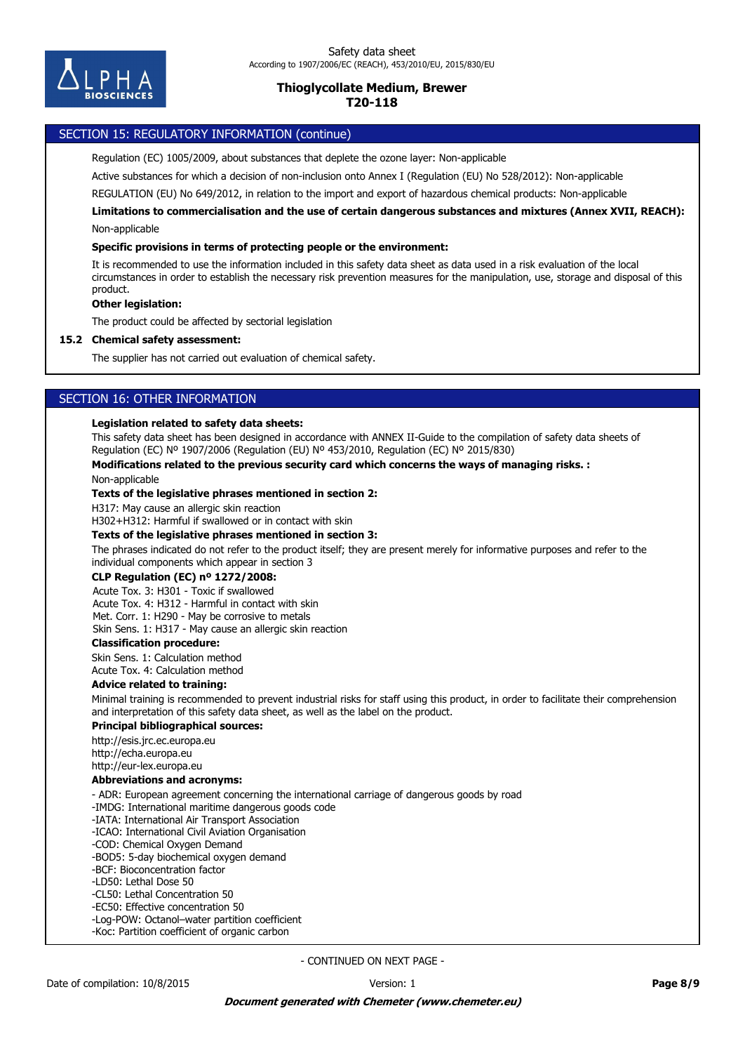## SECTION 15: REGULATORY INFORMATION (continue)

Regulation (EC) 1005/2009, about substances that deplete the ozone layer: Non-applicable

Active substances for which a decision of non-inclusion onto Annex I (Regulation (EU) No 528/2012): Non-applicable

REGULATION (EU) No 649/2012, in relation to the import and export of hazardous chemical products: Non-applicable

**Limitations to commercialisation and the use of certain dangerous substances and mixtures (Annex XVII, REACH):**

Non-applicable

**Specific provisions in terms of protecting people or the environment:**

It is recommended to use the information included in this safety data sheet as data used in a risk evaluation of the local circumstances in order to establish the necessary risk prevention measures for the manipulation, use, storage and disposal of this product.

**Other legislation:**

The product could be affected by sectorial legislation

### 15.2 Chemical safety assessment:

The supplier has not carried out evaluation of chemical safety.

## SECTION 16: OTHER INFORMATION

**Legislation related to safety data sheets:**

This safety data sheet has been designed in accordance with ANNEX II-Guide to the compilation of safety data sheets of Regulation (EC) Nº 1907/2006 (Regulation (EU) Nº 453/2010, Regulation (EC) Nº 2015/830)

**Modifications related to the previous security card which concerns the ways of managing risks. :**

Non-applicable

**Texts of the legislative phrases mentioned in section 2:**

H317: May cause an allergic skin reaction
H302+H312: Harmful if swallowed or in contact with skin

**Texts of the legislative phrases mentioned in section 3:**

The phrases indicated do not refer to the product itself; they are present merely for informative purposes and refer to the individual components which appear in section 3

**CLP Regulation (EC) nº 1272/2008:**

Acute Tox. 3: H301 - Toxic if swallowed
Acute Tox. 4: H312 - Harmful in contact with skin
Met. Corr. 1: H290 - May be corrosive to metals
Skin Sens. 1: H317 - May cause an allergic skin reaction

**Classification procedure:**

Skin Sens. 1: Calculation method
Acute Tox. 4: Calculation method

**Advice related to training:**

Minimal training is recommended to prevent industrial risks for staff using this product, in order to facilitate their comprehension and interpretation of this safety data sheet, as well as the label on the product.

**Principal bibliographical sources:**

http://esis.jrc.ec.europa.eu
http://echa.europa.eu
http://eur-lex.europa.eu

**Abbreviations and acronyms:**

- ADR: European agreement concerning the international carriage of dangerous goods by road
- IMDG: International maritime dangerous goods code
- IATA: International Air Transport Association
- ICAO: International Civil Aviation Organisation
- COD: Chemical Oxygen Demand
- BOD5: 5-day biochemical oxygen demand
- BCF: Bioconcentration factor
- LD50: Lethal Dose 50
- CL50: Lethal Concentration 50
- EC50: Effective concentration 50
- Log-POW: Octanol–water partition coefficient
- Koc: Partition coefficient of organic carbon

- CONTINUED ON NEXT PAGE -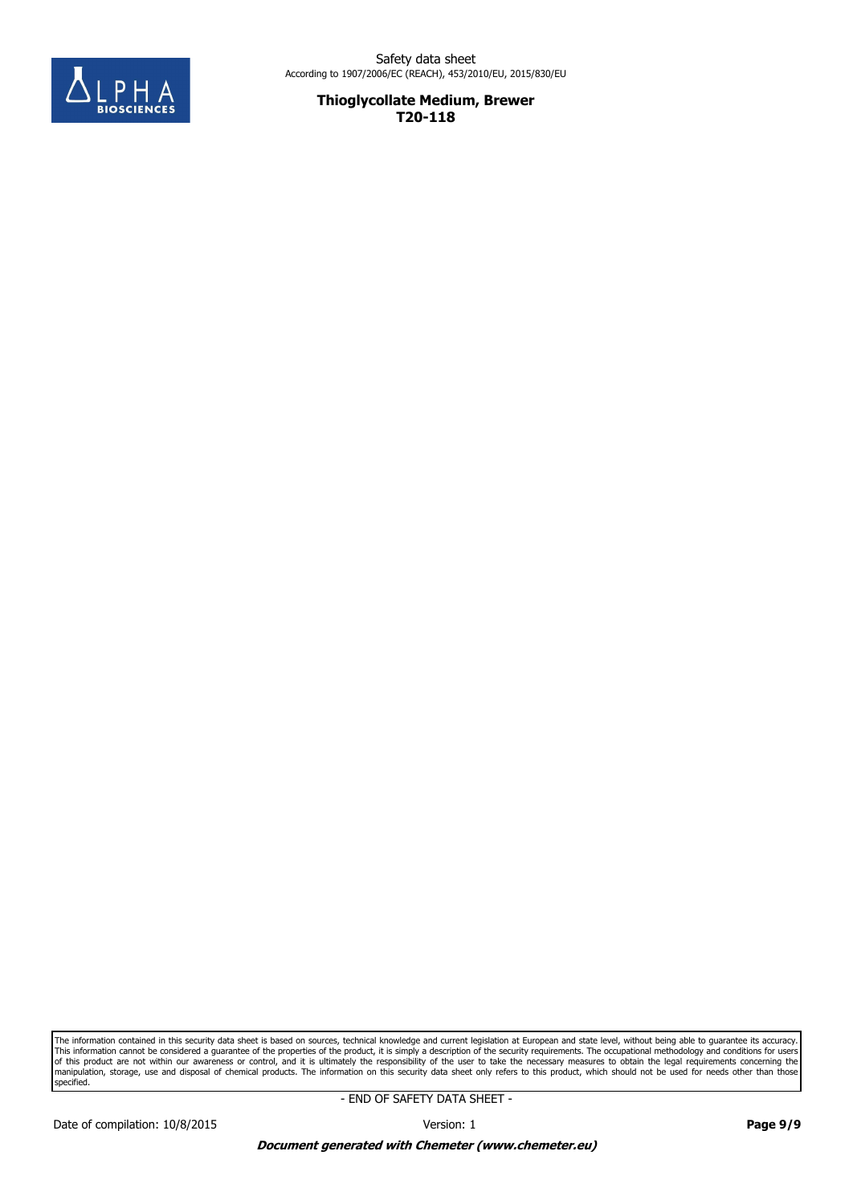The information contained in this security data sheet is based on sources, technical knowledge and current legislation at European and state level, without being able to guarantee its accuracy. This information cannot be considered a guarantee of the properties of the product, it is simply a description of the security requirements. The occupational methodology and conditions for users of this product are not within our awareness or control, and it is ultimately the responsibility of the user to take the necessary measures to obtain the legal requirements concerning the manipulation, storage, use and disposal of chemical products. The information on this security data sheet only refers to this product, which should not be used for needs other than those specified.

- END OF SAFETY DATA SHEET -